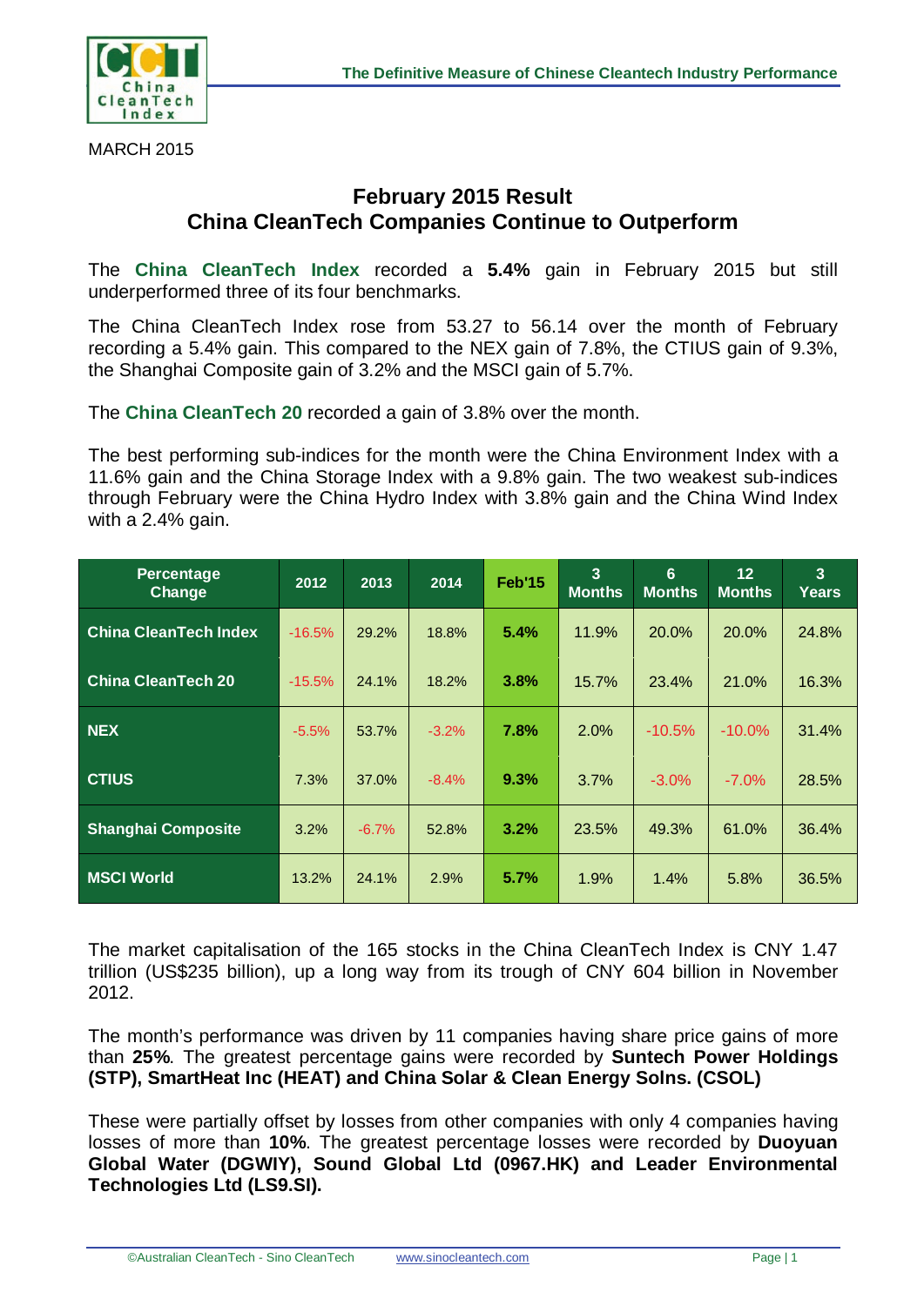MARCH 2015

## February 2015 Result
## China CleanTech Companies Continue to Outperform

The **China CleanTech Index** recorded a **5.4%** gain in February 2015 but still underperformed three of its four benchmarks.

The China CleanTech Index rose from 53.27 to 56.14 over the month of February recording a 5.4% gain. This compared to the NEX gain of 7.8%, the CTIUS gain of 9.3%, the Shanghai Composite gain of 3.2% and the MSCI gain of 5.7%.

The **China CleanTech 20** recorded a gain of 3.8% over the month.

The best performing sub-indices for the month were the China Environment Index with a 11.6% gain and the China Storage Index with a 9.8% gain. The two weakest sub-indices through February were the China Hydro Index with 3.8% gain and the China Wind Index with a 2.4% gain.

| Percentage Change | 2012 | 2013 | 2014 | Feb'15 | 3 Months | 6 Months | 12 Months | 3 Years |
|---|---|---|---|---|---|---|---|---|
| **China CleanTech Index** | -16.5% | 29.2% | 18.8% | **5.4%** | 11.9% | 20.0% | 20.0% | 24.8% |
| **China CleanTech 20** | -15.5% | 24.1% | 18.2% | **3.8%** | 15.7% | 23.4% | 21.0% | 16.3% |
| **NEX** | -5.5% | 53.7% | -3.2% | **7.8%** | 2.0% | -10.5% | -10.0% | 31.4% |
| **CTIUS** | 7.3% | 37.0% | -8.4% | **9.3%** | 3.7% | -3.0% | -7.0% | 28.5% |
| **Shanghai Composite** | 3.2% | -6.7% | 52.8% | **3.2%** | 23.5% | 49.3% | 61.0% | 36.4% |
| **MSCI World** | 13.2% | 24.1% | 2.9% | **5.7%** | 1.9% | 1.4% | 5.8% | 36.5% |

The market capitalisation of the 165 stocks in the China CleanTech Index is CNY 1.47 trillion (US$235 billion), up a long way from its trough of CNY 604 billion in November 2012.

The month's performance was driven by 11 companies having share price gains of more than **25%**. The greatest percentage gains were recorded by **Suntech Power Holdings (STP), SmartHeat Inc (HEAT) and China Solar & Clean Energy Solns. (CSOL)**

These were partially offset by losses from other companies with only 4 companies having losses of more than **10%**. The greatest percentage losses were recorded by **Duoyuan Global Water (DGWIY), Sound Global Ltd (0967.HK) and Leader Environmental Technologies Ltd (LS9.SI).**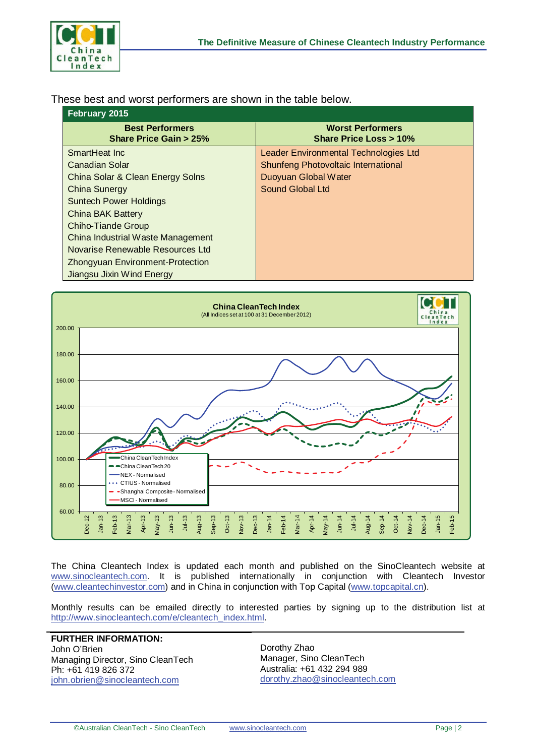These best and worst performers are shown in the table below.

| February 2015 | |
|---|---|
| **Best Performers Share Price Gain > 25%** | **Worst Performers Share Price Loss > 10%** |
| SmartHeat Inc | Leader Environmental Technologies Ltd |
| Canadian Solar | Shunfeng Photovoltaic International |
| China Solar & Clean Energy Solns | Duoyuan Global Water |
| China Sunergy | Sound Global Ltd |
| Suntech Power Holdings | |
| China BAK Battery | |
| Chiho-Tiande Group | |
| China Industrial Waste Management | |
| Novarise Renewable Resources Ltd | |
| Zhongyuan Environment-Protection | |
| Jiangsu Jixin Wind Energy | |

**China CleanTech Index**
(All Indices set at 100 at 31 December 2012)

200.00
180.00
160.00
140.00
120.00
100.00
80.00
60.00

Dec-12, Jan-13, Feb-13, Mar-13, Apr-13, May-13, Jun-13, Jul-13, Aug-13, Sep-13, Oct-13, Nov-13, Dec-13, Jan-14, Feb-14, Mar-14, Apr-14, May-14, Jun-14, Jul-14, Aug-14, Sep-14, Oct-14, Nov-14, Dec-14, Jan-15, Feb-15

China CleanTech Index
China CleanTech 20
NEX - Normalised
CTIUS - Normalised
Shanghai Composite - Normalised
MSCI - Normalised

The China Cleantech Index is updated each month and published on the SinoCleantech website at www.sinocleantech.com. It is published internationally in conjunction with Cleantech Investor (www.cleantechinvestor.com) and in China in conjunction with Top Capital (www.topcapital.cn).

Monthly results can be emailed directly to interested parties by signing up to the distribution list at http://www.sinocleantech.com/e/cleantech_index.html.

**FURTHER INFORMATION:**

John O'Brien
Managing Director, Sino CleanTech
Ph: +61 419 826 372
john.obrien@sinocleantech.com

Dorothy Zhao
Manager, Sino CleanTech
Australia: +61 432 294 989
dorothy.zhao@sinocleantech.com